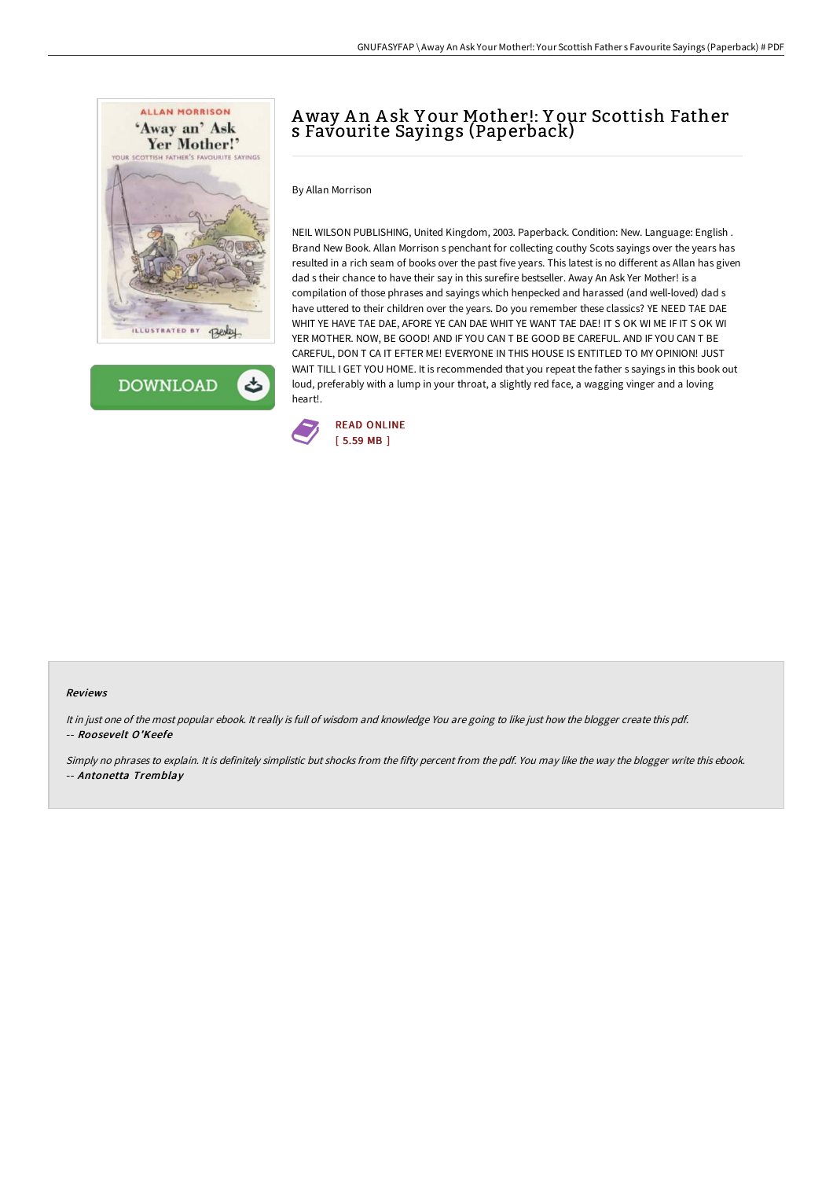# Away An Ask Your Mother!: Your Scottish Father s Favourite Sayings (Paperback)

By Allan Morrison

NEIL WILSON PUBLISHING, United Kingdom, 2003. Paperback. Condition: New. Language: English . Brand New Book. Allan Morrison s penchant for collecting couthy Scots sayings over the years has resulted in a rich seam of books over the past five years. This latest is no different as Allan has given dad s their chance to have their say in this surefire bestseller. Away An Ask Yer Mother! is a compilation of those phrases and sayings which henpecked and harassed (and well-loved) dad s have uttered to their children over the years. Do you remember these classics? YE NEED TAE DAE WHIT YE HAVE TAE DAE, AFORE YE CAN DAE WHIT YE WANT TAE DAE! IT S OK WI ME IF IT S OK WI YER MOTHER. NOW, BE GOOD! AND IF YOU CAN T BE GOOD BE CAREFUL. AND IF YOU CAN T BE CAREFUL, DON T CA IT EFTER ME! EVERYONE IN THIS HOUSE IS ENTITLED TO MY OPINION! JUST WAIT TILL I GET YOU HOME. It is recommended that you repeat the father s sayings in this book out loud, preferably with a lump in your throat, a slightly red face, a wagging vinger and a loving heart!.

READ ONLINE
[ 5.59 MB ]

#### Reviews

*It in just one of the most popular ebook. It really is full of wisdom and knowledge You are going to like just how the blogger create this pdf.*
-- ***Roosevelt O'Keefe***

*Simply no phrases to explain. It is definitely simplistic but shocks from the fifty percent from the pdf. You may like the way the blogger write this ebook.*
-- ***Antonetta Tremblay***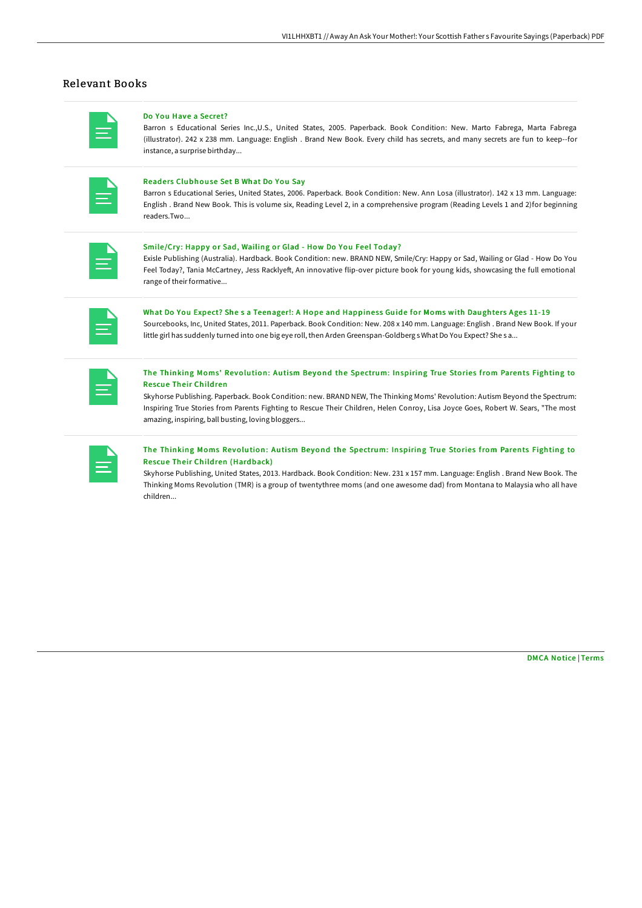## Relevant Books

### Do You Have a Secret?

Barron s Educational Series Inc.,U.S., United States, 2005. Paperback. Book Condition: New. Marto Fabrega, Marta Fabrega (illustrator). 242 x 238 mm. Language: English . Brand New Book. Every child has secrets, and many secrets are fun to keep--for instance, a surprise birthday...

### Readers Clubhouse Set B What Do You Say

Barron s Educational Series, United States, 2006. Paperback. Book Condition: New. Ann Losa (illustrator). 142 x 13 mm. Language: English . Brand New Book. This is volume six, Reading Level 2, in a comprehensive program (Reading Levels 1 and 2)for beginning readers.Two...

### Smile/Cry: Happy or Sad, Wailing or Glad - How Do You Feel Today?

Exisle Publishing (Australia). Hardback. Book Condition: new. BRAND NEW, Smile/Cry: Happy or Sad, Wailing or Glad - How Do You Feel Today?, Tania McCartney, Jess Racklyeft, An innovative flip-over picture book for young kids, showcasing the full emotional range of their formative...

### What Do You Expect? She s a Teenager!: A Hope and Happiness Guide for Moms with Daughters Ages 11-19

Sourcebooks, Inc, United States, 2011. Paperback. Book Condition: New. 208 x 140 mm. Language: English . Brand New Book. If your little girl has suddenly turned into one big eye roll, then Arden Greenspan-Goldberg s What Do You Expect? She s a...

### The Thinking Moms' Revolution: Autism Beyond the Spectrum: Inspiring True Stories from Parents Fighting to Rescue Their Children

Skyhorse Publishing. Paperback. Book Condition: new. BRAND NEW, The Thinking Moms' Revolution: Autism Beyond the Spectrum: Inspiring True Stories from Parents Fighting to Rescue Their Children, Helen Conroy, Lisa Joyce Goes, Robert W. Sears, "The most amazing, inspiring, ball busting, loving bloggers...

### The Thinking Moms Revolution: Autism Beyond the Spectrum: Inspiring True Stories from Parents Fighting to Rescue Their Children (Hardback)

Skyhorse Publishing, United States, 2013. Hardback. Book Condition: New. 231 x 157 mm. Language: English . Brand New Book. The Thinking Moms Revolution (TMR) is a group of twentythree moms (and one awesome dad) from Montana to Malaysia who all have children...